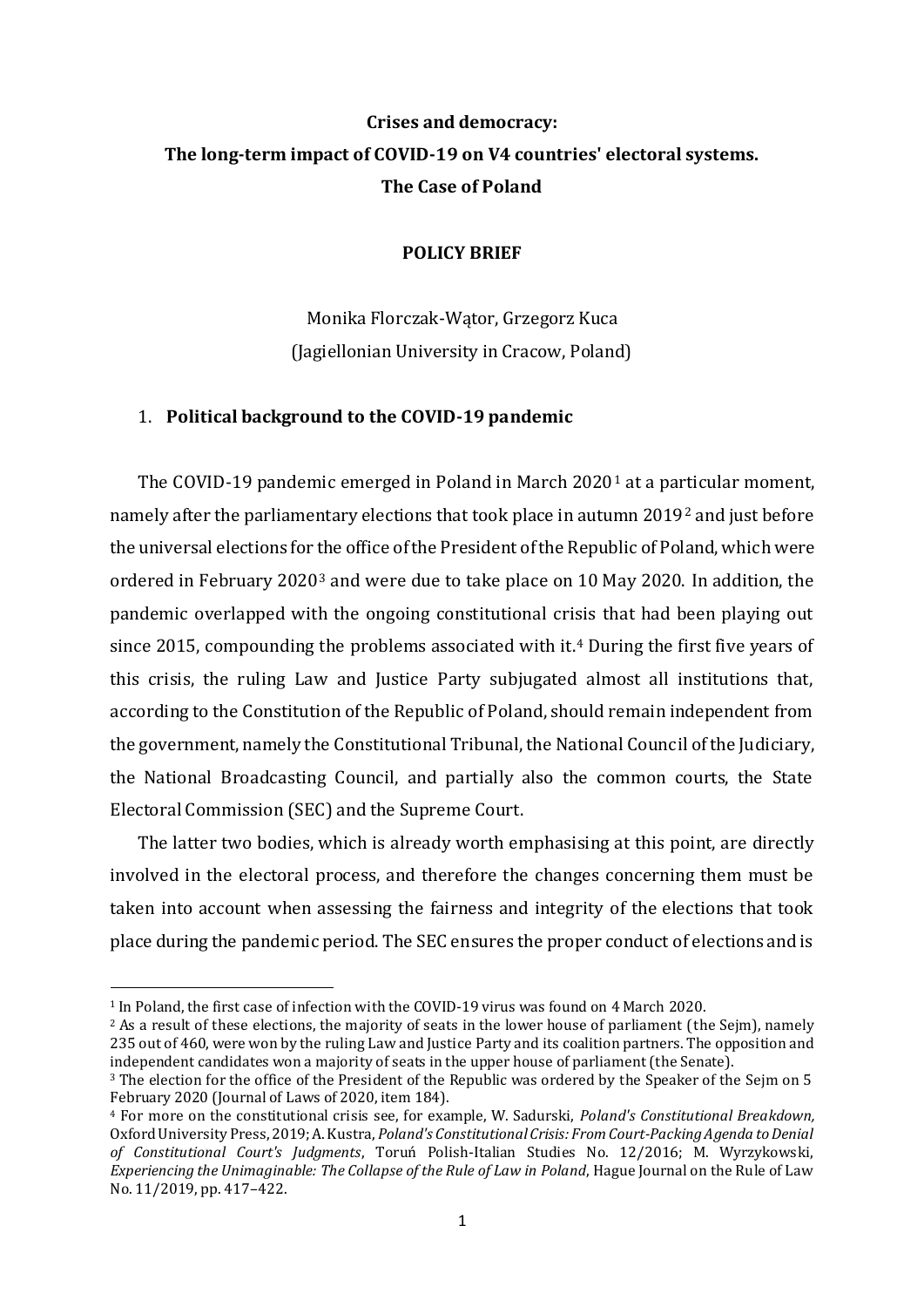**Crises and democracy:**
**The long-term impact of COVID-19 on V4 countries' electoral systems.**
**The Case of Poland**

**POLICY BRIEF**

Monika Florczak-Wątor, Grzegorz Kuca
(Jagiellonian University in Cracow, Poland)

## 1. Political background to the COVID-19 pandemic

The COVID-19 pandemic emerged in Poland in March 2020[1] at a particular moment, namely after the parliamentary elections that took place in autumn 2019[2] and just before the universal elections for the office of the President of the Republic of Poland, which were ordered in February 2020[3] and were due to take place on 10 May 2020. In addition, the pandemic overlapped with the ongoing constitutional crisis that had been playing out since 2015, compounding the problems associated with it.[4] During the first five years of this crisis, the ruling Law and Justice Party subjugated almost all institutions that, according to the Constitution of the Republic of Poland, should remain independent from the government, namely the Constitutional Tribunal, the National Council of the Judiciary, the National Broadcasting Council, and partially also the common courts, the State Electoral Commission (SEC) and the Supreme Court.

The latter two bodies, which is already worth emphasising at this point, are directly involved in the electoral process, and therefore the changes concerning them must be taken into account when assessing the fairness and integrity of the elections that took place during the pandemic period. The SEC ensures the proper conduct of elections and is

---

[1] In Poland, the first case of infection with the COVID-19 virus was found on 4 March 2020.

[2] As a result of these elections, the majority of seats in the lower house of parliament (the Sejm), namely 235 out of 460, were won by the ruling Law and Justice Party and its coalition partners. The opposition and independent candidates won a majority of seats in the upper house of parliament (the Senate).

[3] The election for the office of the President of the Republic was ordered by the Speaker of the Sejm on 5 February 2020 (Journal of Laws of 2020, item 184).

[4] For more on the constitutional crisis see, for example, W. Sadurski, *Poland's Constitutional Breakdown,* Oxford University Press, 2019; A. Kustra, *Poland's Constitutional Crisis: From Court-Packing Agenda to Denial of Constitutional Court's Judgments*, Toruń Polish-Italian Studies No. 12/2016; M. Wyrzykowski, *Experiencing the Unimaginable: The Collapse of the Rule of Law in Poland*, Hague Journal on the Rule of Law No. 11/2019, pp. 417–422.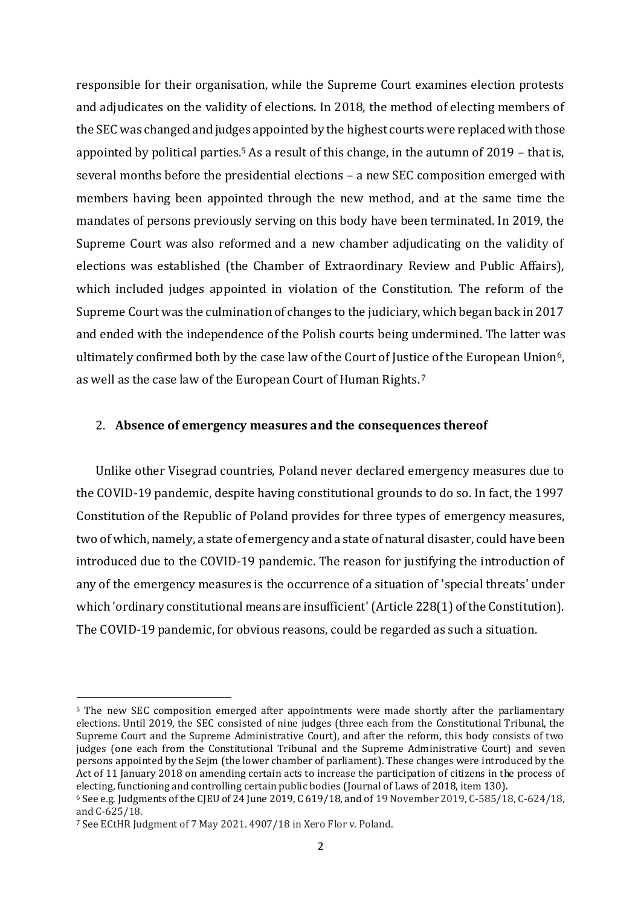responsible for their organisation, while the Supreme Court examines election protests and adjudicates on the validity of elections. In 2018, the method of electing members of the SEC was changed and judges appointed by the highest courts were replaced with those appointed by political parties.[5] As a result of this change, in the autumn of 2019 – that is, several months before the presidential elections – a new SEC composition emerged with members having been appointed through the new method, and at the same time the mandates of persons previously serving on this body have been terminated. In 2019, the Supreme Court was also reformed and a new chamber adjudicating on the validity of elections was established (the Chamber of Extraordinary Review and Public Affairs), which included judges appointed in violation of the Constitution. The reform of the Supreme Court was the culmination of changes to the judiciary, which began back in 2017 and ended with the independence of the Polish courts being undermined. The latter was ultimately confirmed both by the case law of the Court of Justice of the European Union[6], as well as the case law of the European Court of Human Rights.[7]

## 2. **Absence of emergency measures and the consequences thereof**

Unlike other Visegrad countries, Poland never declared emergency measures due to the COVID-19 pandemic, despite having constitutional grounds to do so. In fact, the 1997 Constitution of the Republic of Poland provides for three types of emergency measures, two of which, namely, a state of emergency and a state of natural disaster, could have been introduced due to the COVID-19 pandemic. The reason for justifying the introduction of any of the emergency measures is the occurrence of a situation of 'special threats' under which 'ordinary constitutional means are insufficient' (Article 228(1) of the Constitution). The COVID-19 pandemic, for obvious reasons, could be regarded as such a situation.

---

[5] The new SEC composition emerged after appointments were made shortly after the parliamentary elections. Until 2019, the SEC consisted of nine judges (three each from the Constitutional Tribunal, the Supreme Court and the Supreme Administrative Court), and after the reform, this body consists of two judges (one each from the Constitutional Tribunal and the Supreme Administrative Court) and seven persons appointed by the Sejm (the lower chamber of parliament). These changes were introduced by the Act of 11 January 2018 on amending certain acts to increase the participation of citizens in the process of electing, functioning and controlling certain public bodies (Journal of Laws of 2018, item 130).

[6] See e.g. Judgments of the CJEU of 24 June 2019, C 619/18, and of 19 November 2019, C-585/18, C-624/18, and C-625/18.

[7] See ECtHR Judgment of 7 May 2021. 4907/18 in Xero Flor v. Poland.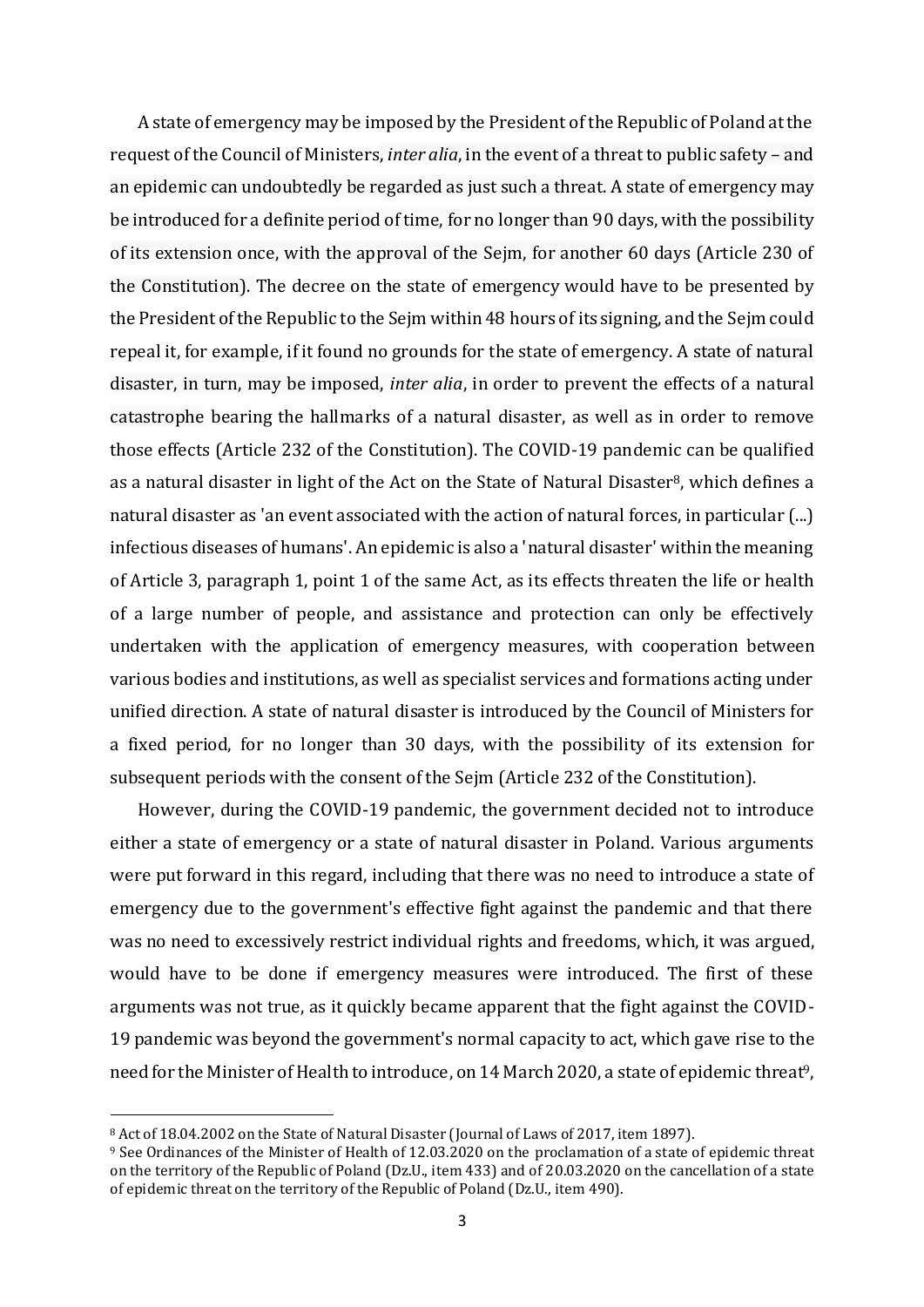A state of emergency may be imposed by the President of the Republic of Poland at the request of the Council of Ministers, *inter alia*, in the event of a threat to public safety – and an epidemic can undoubtedly be regarded as just such a threat. A state of emergency may be introduced for a definite period of time, for no longer than 90 days, with the possibility of its extension once, with the approval of the Sejm, for another 60 days (Article 230 of the Constitution). The decree on the state of emergency would have to be presented by the President of the Republic to the Sejm within 48 hours of its signing, and the Sejm could repeal it, for example, if it found no grounds for the state of emergency. A state of natural disaster, in turn, may be imposed, *inter alia*, in order to prevent the effects of a natural catastrophe bearing the hallmarks of a natural disaster, as well as in order to remove those effects (Article 232 of the Constitution). The COVID-19 pandemic can be qualified as a natural disaster in light of the Act on the State of Natural Disaster[8], which defines a natural disaster as 'an event associated with the action of natural forces, in particular (...) infectious diseases of humans'. An epidemic is also a 'natural disaster' within the meaning of Article 3, paragraph 1, point 1 of the same Act, as its effects threaten the life or health of a large number of people, and assistance and protection can only be effectively undertaken with the application of emergency measures, with cooperation between various bodies and institutions, as well as specialist services and formations acting under unified direction. A state of natural disaster is introduced by the Council of Ministers for a fixed period, for no longer than 30 days, with the possibility of its extension for subsequent periods with the consent of the Sejm (Article 232 of the Constitution).

However, during the COVID-19 pandemic, the government decided not to introduce either a state of emergency or a state of natural disaster in Poland. Various arguments were put forward in this regard, including that there was no need to introduce a state of emergency due to the government's effective fight against the pandemic and that there was no need to excessively restrict individual rights and freedoms, which, it was argued, would have to be done if emergency measures were introduced. The first of these arguments was not true, as it quickly became apparent that the fight against the COVID-19 pandemic was beyond the government's normal capacity to act, which gave rise to the need for the Minister of Health to introduce, on 14 March 2020, a state of epidemic threat[9],

[8] Act of 18.04.2002 on the State of Natural Disaster (Journal of Laws of 2017, item 1897).

[9] See Ordinances of the Minister of Health of 12.03.2020 on the proclamation of a state of epidemic threat on the territory of the Republic of Poland (Dz.U., item 433) and of 20.03.2020 on the cancellation of a state of epidemic threat on the territory of the Republic of Poland (Dz.U., item 490).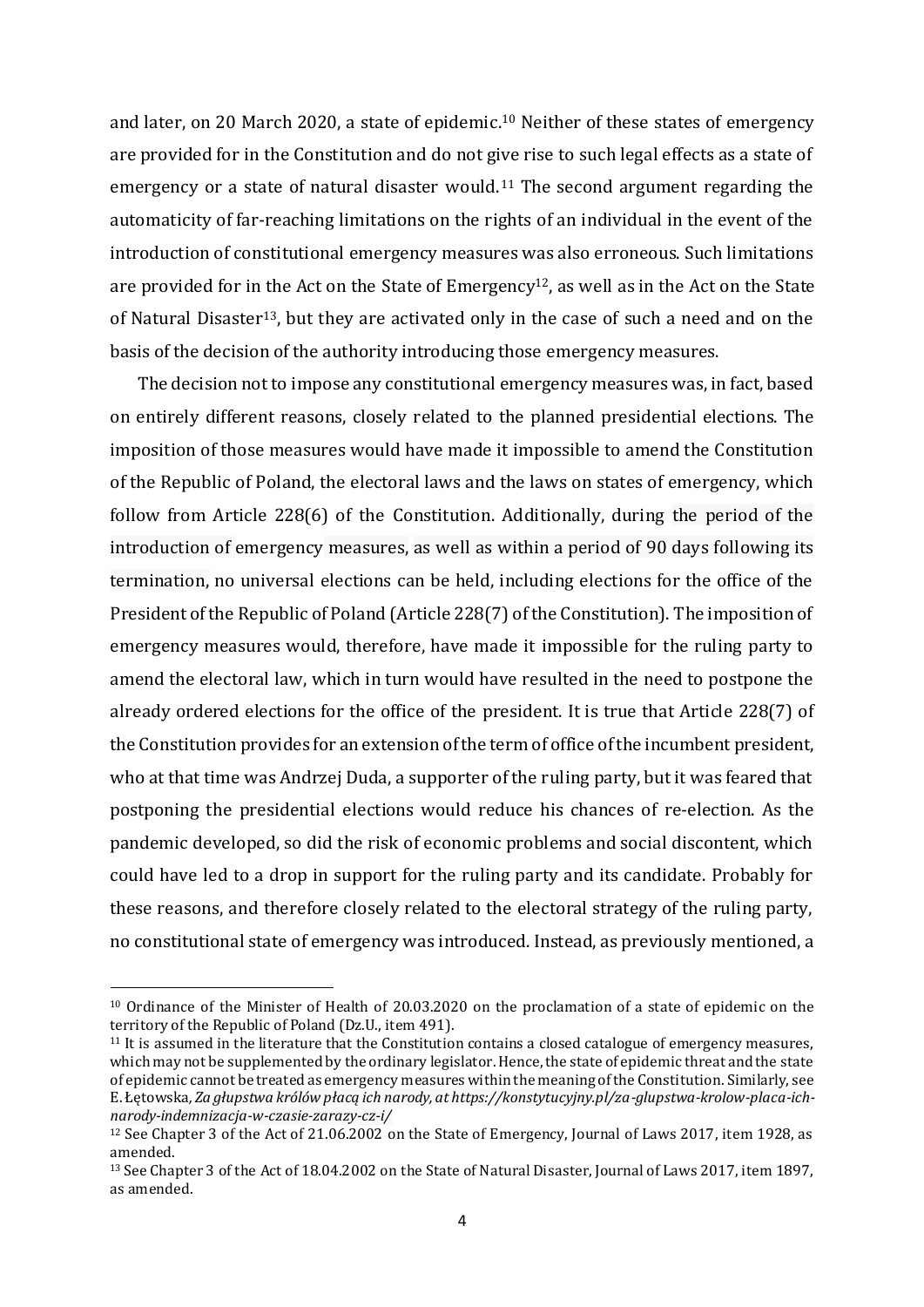and later, on 20 March 2020, a state of epidemic.[10] Neither of these states of emergency are provided for in the Constitution and do not give rise to such legal effects as a state of emergency or a state of natural disaster would.[11] The second argument regarding the automaticity of far-reaching limitations on the rights of an individual in the event of the introduction of constitutional emergency measures was also erroneous. Such limitations are provided for in the Act on the State of Emergency[12], as well as in the Act on the State of Natural Disaster[13], but they are activated only in the case of such a need and on the basis of the decision of the authority introducing those emergency measures.

The decision not to impose any constitutional emergency measures was, in fact, based on entirely different reasons, closely related to the planned presidential elections. The imposition of those measures would have made it impossible to amend the Constitution of the Republic of Poland, the electoral laws and the laws on states of emergency, which follow from Article 228(6) of the Constitution. Additionally, during the period of the introduction of emergency measures, as well as within a period of 90 days following its termination, no universal elections can be held, including elections for the office of the President of the Republic of Poland (Article 228(7) of the Constitution). The imposition of emergency measures would, therefore, have made it impossible for the ruling party to amend the electoral law, which in turn would have resulted in the need to postpone the already ordered elections for the office of the president. It is true that Article 228(7) of the Constitution provides for an extension of the term of office of the incumbent president, who at that time was Andrzej Duda, a supporter of the ruling party, but it was feared that postponing the presidential elections would reduce his chances of re-election. As the pandemic developed, so did the risk of economic problems and social discontent, which could have led to a drop in support for the ruling party and its candidate. Probably for these reasons, and therefore closely related to the electoral strategy of the ruling party, no constitutional state of emergency was introduced. Instead, as previously mentioned, a

---

[10] Ordinance of the Minister of Health of 20.03.2020 on the proclamation of a state of epidemic on the territory of the Republic of Poland (Dz.U., item 491).

[11] It is assumed in the literature that the Constitution contains a closed catalogue of emergency measures, which may not be supplemented by the ordinary legislator. Hence, the state of epidemic threat and the state of epidemic cannot be treated as emergency measures within the meaning of the Constitution. Similarly, see E. Łętowska, *Za głupstwa królów płacą ich narody, at https://konstytucyjny.pl/za-glupstwa-krolow-placa-ich-narody-indemnizacja-w-czasie-zarazy-cz-i/*

[12] See Chapter 3 of the Act of 21.06.2002 on the State of Emergency, Journal of Laws 2017, item 1928, as amended.

[13] See Chapter 3 of the Act of 18.04.2002 on the State of Natural Disaster, Journal of Laws 2017, item 1897, as amended.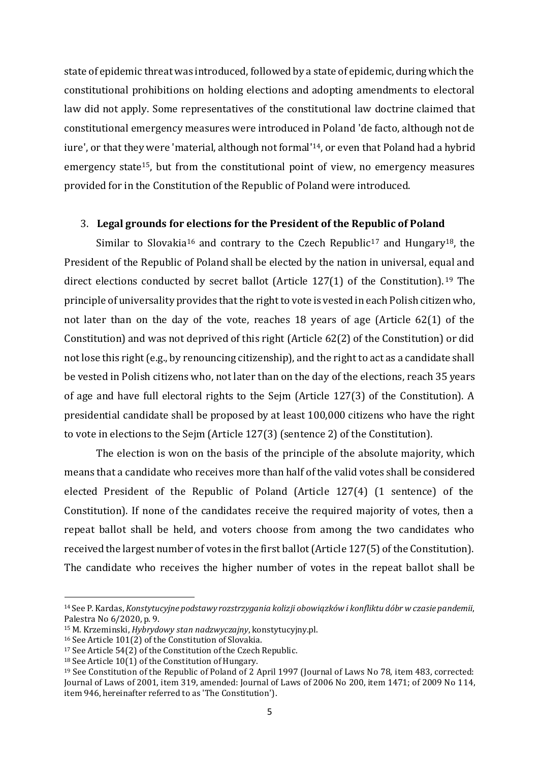state of epidemic threat was introduced, followed by a state of epidemic, during which the constitutional prohibitions on holding elections and adopting amendments to electoral law did not apply. Some representatives of the constitutional law doctrine claimed that constitutional emergency measures were introduced in Poland 'de facto, although not de iure', or that they were 'material, although not formal'[14], or even that Poland had a hybrid emergency state[15], but from the constitutional point of view, no emergency measures provided for in the Constitution of the Republic of Poland were introduced.

## 3. **Legal grounds for elections for the President of the Republic of Poland**

Similar to Slovakia[16] and contrary to the Czech Republic[17] and Hungary[18], the President of the Republic of Poland shall be elected by the nation in universal, equal and direct elections conducted by secret ballot (Article 127(1) of the Constitution).[19] The principle of universality provides that the right to vote is vested in each Polish citizen who, not later than on the day of the vote, reaches 18 years of age (Article 62(1) of the Constitution) and was not deprived of this right (Article 62(2) of the Constitution) or did not lose this right (e.g., by renouncing citizenship), and the right to act as a candidate shall be vested in Polish citizens who, not later than on the day of the elections, reach 35 years of age and have full electoral rights to the Sejm (Article 127(3) of the Constitution). A presidential candidate shall be proposed by at least 100,000 citizens who have the right to vote in elections to the Sejm (Article 127(3) (sentence 2) of the Constitution).

The election is won on the basis of the principle of the absolute majority, which means that a candidate who receives more than half of the valid votes shall be considered elected President of the Republic of Poland (Article 127(4) (1 sentence) of the Constitution). If none of the candidates receive the required majority of votes, then a repeat ballot shall be held, and voters choose from among the two candidates who received the largest number of votes in the first ballot (Article 127(5) of the Constitution). The candidate who receives the higher number of votes in the repeat ballot shall be

---

[14] See P. Kardas, *Konstytucyjne podstawy rozstrzygania kolizji obowiązków i konfliktu dóbr w czasie pandemii*, Palestra No 6/2020, p. 9.

[15] M. Krzeminski, *Hybrydowy stan nadzwyczajny*, konstytucyjny.pl.

[16] See Article 101(2) of the Constitution of Slovakia.

[17] See Article 54(2) of the Constitution of the Czech Republic.

[18] See Article 10(1) of the Constitution of Hungary.

[19] See Constitution of the Republic of Poland of 2 April 1997 (Journal of Laws No 78, item 483, corrected: Journal of Laws of 2001, item 319, amended: Journal of Laws of 2006 No 200, item 1471; of 2009 No 114, item 946, hereinafter referred to as 'The Constitution').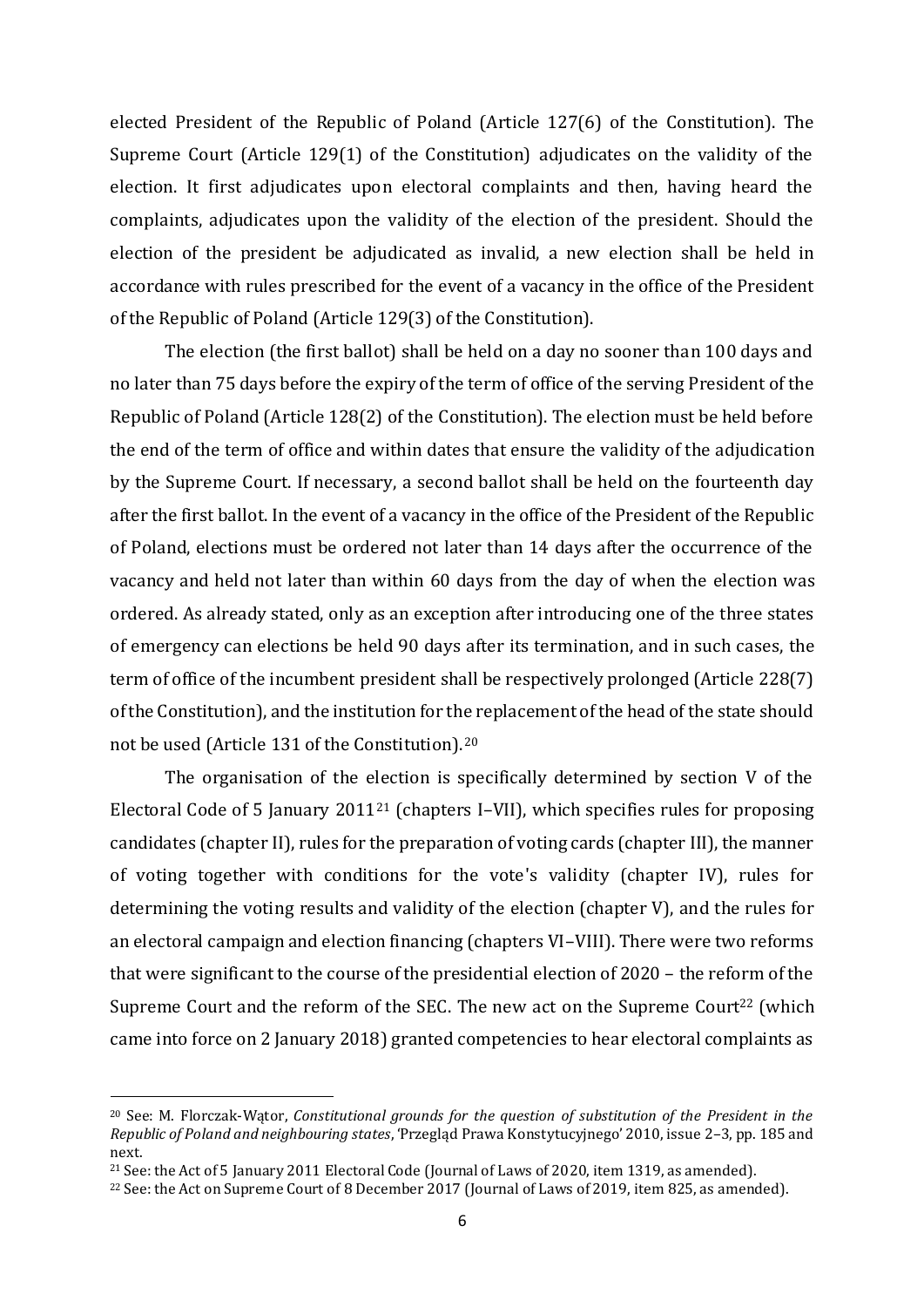elected President of the Republic of Poland (Article 127(6) of the Constitution). The Supreme Court (Article 129(1) of the Constitution) adjudicates on the validity of the election. It first adjudicates upon electoral complaints and then, having heard the complaints, adjudicates upon the validity of the election of the president. Should the election of the president be adjudicated as invalid, a new election shall be held in accordance with rules prescribed for the event of a vacancy in the office of the President of the Republic of Poland (Article 129(3) of the Constitution).

The election (the first ballot) shall be held on a day no sooner than 100 days and no later than 75 days before the expiry of the term of office of the serving President of the Republic of Poland (Article 128(2) of the Constitution). The election must be held before the end of the term of office and within dates that ensure the validity of the adjudication by the Supreme Court. If necessary, a second ballot shall be held on the fourteenth day after the first ballot. In the event of a vacancy in the office of the President of the Republic of Poland, elections must be ordered not later than 14 days after the occurrence of the vacancy and held not later than within 60 days from the day of when the election was ordered. As already stated, only as an exception after introducing one of the three states of emergency can elections be held 90 days after its termination, and in such cases, the term of office of the incumbent president shall be respectively prolonged (Article 228(7) of the Constitution), and the institution for the replacement of the head of the state should not be used (Article 131 of the Constitution).[20]

The organisation of the election is specifically determined by section V of the Electoral Code of 5 January 2011[21] (chapters I–VII), which specifies rules for proposing candidates (chapter II), rules for the preparation of voting cards (chapter III), the manner of voting together with conditions for the vote's validity (chapter IV), rules for determining the voting results and validity of the election (chapter V), and the rules for an electoral campaign and election financing (chapters VI–VIII). There were two reforms that were significant to the course of the presidential election of 2020 – the reform of the Supreme Court and the reform of the SEC. The new act on the Supreme Court[22] (which came into force on 2 January 2018) granted competencies to hear electoral complaints as

---

[20] See: M. Florczak-Wątor, *Constitutional grounds for the question of substitution of the President in the Republic of Poland and neighbouring states*, 'Przegląd Prawa Konstytucyjnego' 2010, issue 2–3, pp. 185 and next.

[21] See: the Act of 5 January 2011 Electoral Code (Journal of Laws of 2020, item 1319, as amended).

[22] See: the Act on Supreme Court of 8 December 2017 (Journal of Laws of 2019, item 825, as amended).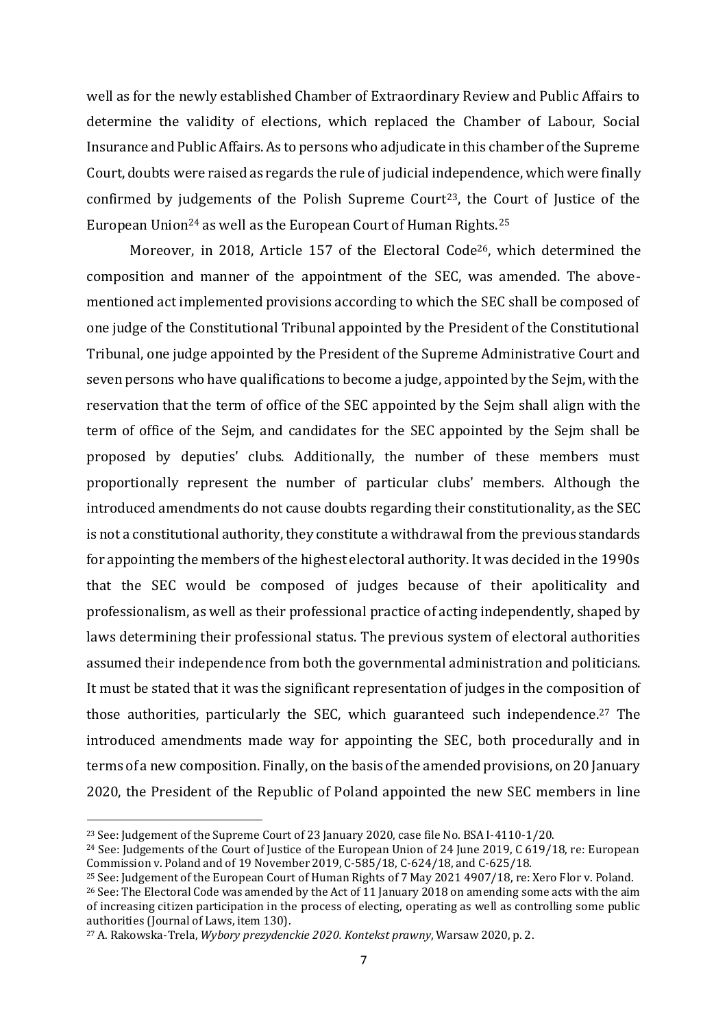well as for the newly established Chamber of Extraordinary Review and Public Affairs to determine the validity of elections, which replaced the Chamber of Labour, Social Insurance and Public Affairs. As to persons who adjudicate in this chamber of the Supreme Court, doubts were raised as regards the rule of judicial independence, which were finally confirmed by judgements of the Polish Supreme Court[23], the Court of Justice of the European Union[24] as well as the European Court of Human Rights.[25]

Moreover, in 2018, Article 157 of the Electoral Code[26], which determined the composition and manner of the appointment of the SEC, was amended. The above-mentioned act implemented provisions according to which the SEC shall be composed of one judge of the Constitutional Tribunal appointed by the President of the Constitutional Tribunal, one judge appointed by the President of the Supreme Administrative Court and seven persons who have qualifications to become a judge, appointed by the Sejm, with the reservation that the term of office of the SEC appointed by the Sejm shall align with the term of office of the Sejm, and candidates for the SEC appointed by the Sejm shall be proposed by deputies' clubs. Additionally, the number of these members must proportionally represent the number of particular clubs' members. Although the introduced amendments do not cause doubts regarding their constitutionality, as the SEC is not a constitutional authority, they constitute a withdrawal from the previous standards for appointing the members of the highest electoral authority. It was decided in the 1990s that the SEC would be composed of judges because of their apoliticality and professionalism, as well as their professional practice of acting independently, shaped by laws determining their professional status. The previous system of electoral authorities assumed their independence from both the governmental administration and politicians. It must be stated that it was the significant representation of judges in the composition of those authorities, particularly the SEC, which guaranteed such independence.[27] The introduced amendments made way for appointing the SEC, both procedurally and in terms of a new composition. Finally, on the basis of the amended provisions, on 20 January 2020, the President of the Republic of Poland appointed the new SEC members in line

---

[23] See: Judgement of the Supreme Court of 23 January 2020, case file No. BSA I-4110-1/20.

[24] See: Judgements of the Court of Justice of the European Union of 24 June 2019, C 619/18, re: European Commission v. Poland and of 19 November 2019, C-585/18, C-624/18, and C-625/18.

[25] See: Judgement of the European Court of Human Rights of 7 May 2021 4907/18, re: Xero Flor v. Poland.

[26] See: The Electoral Code was amended by the Act of 11 January 2018 on amending some acts with the aim of increasing citizen participation in the process of electing, operating as well as controlling some public authorities (Journal of Laws, item 130).

[27] A. Rakowska-Trela, *Wybory prezydenckie 2020. Kontekst prawny*, Warsaw 2020, p. 2.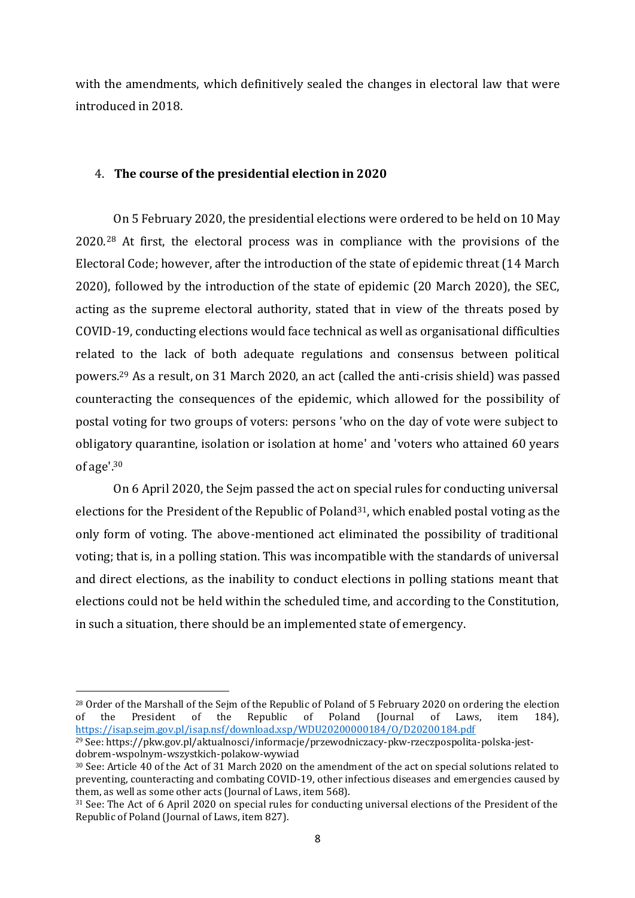with the amendments, which definitively sealed the changes in electoral law that were introduced in 2018.

## 4. **The course of the presidential election in 2020**

On 5 February 2020, the presidential elections were ordered to be held on 10 May 2020.[28] At first, the electoral process was in compliance with the provisions of the Electoral Code; however, after the introduction of the state of epidemic threat (14 March 2020), followed by the introduction of the state of epidemic (20 March 2020), the SEC, acting as the supreme electoral authority, stated that in view of the threats posed by COVID-19, conducting elections would face technical as well as organisational difficulties related to the lack of both adequate regulations and consensus between political powers.[29] As a result, on 31 March 2020, an act (called the anti-crisis shield) was passed counteracting the consequences of the epidemic, which allowed for the possibility of postal voting for two groups of voters: persons 'who on the day of vote were subject to obligatory quarantine, isolation or isolation at home' and 'voters who attained 60 years of age'.[30]

On 6 April 2020, the Sejm passed the act on special rules for conducting universal elections for the President of the Republic of Poland[31], which enabled postal voting as the only form of voting. The above-mentioned act eliminated the possibility of traditional voting; that is, in a polling station. This was incompatible with the standards of universal and direct elections, as the inability to conduct elections in polling stations meant that elections could not be held within the scheduled time, and according to the Constitution, in such a situation, there should be an implemented state of emergency.

---

[28] Order of the Marshall of the Sejm of the Republic of Poland of 5 February 2020 on ordering the election of the President of the Republic of Poland (Journal of Laws, item 184), https://isap.sejm.gov.pl/isap.nsf/download.xsp/WDU20200000184/O/D20200184.pdf

[29] See: https://pkw.gov.pl/aktualnosci/informacje/przewodniczacy-pkw-rzeczpospolita-polska-jest-dobrem-wspolnym-wszystkich-polakow-wywiad

[30] See: Article 40 of the Act of 31 March 2020 on the amendment of the act on special solutions related to preventing, counteracting and combating COVID-19, other infectious diseases and emergencies caused by them, as well as some other acts (Journal of Laws, item 568).

[31] See: The Act of 6 April 2020 on special rules for conducting universal elections of the President of the Republic of Poland (Journal of Laws, item 827).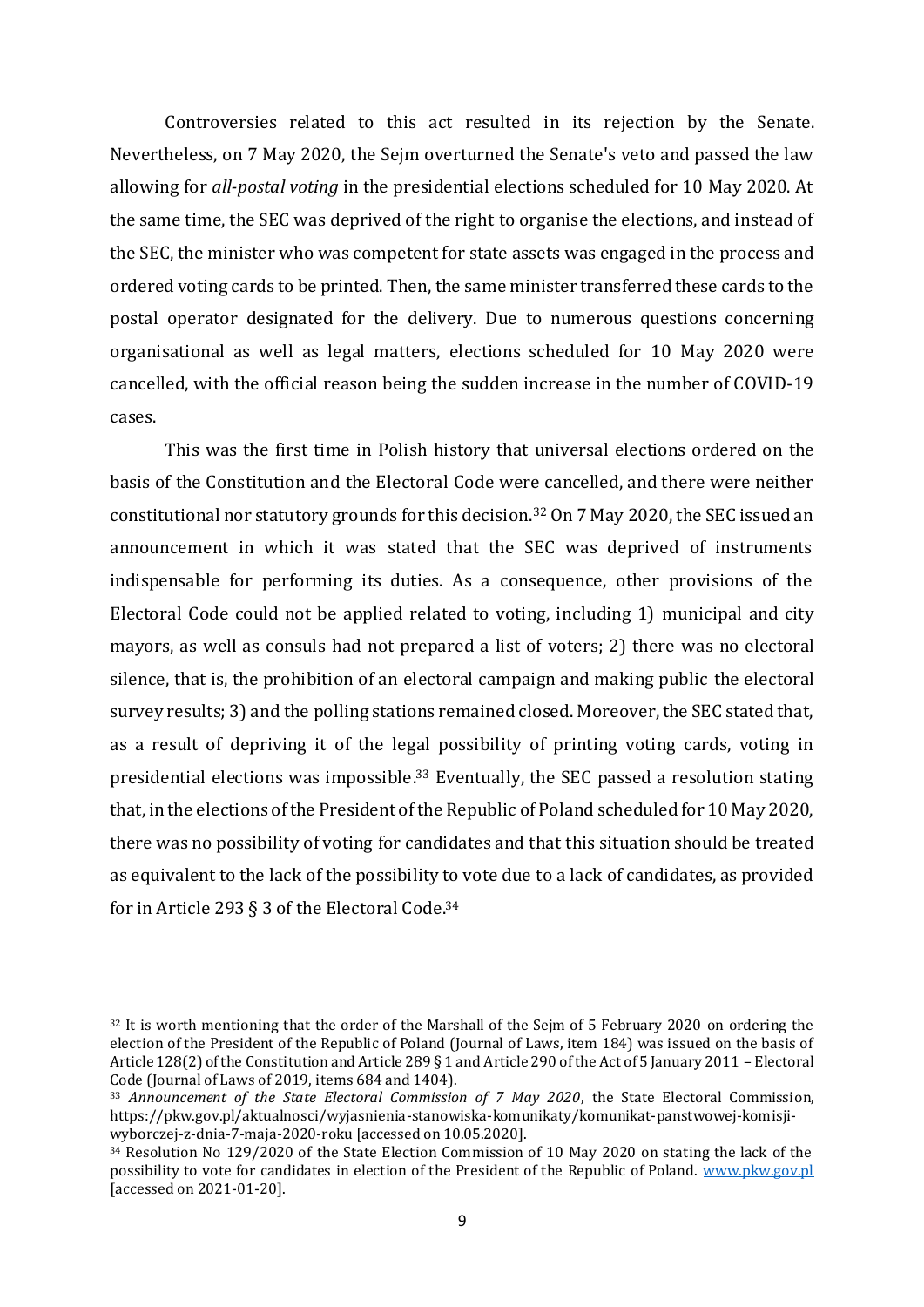Controversies related to this act resulted in its rejection by the Senate. Nevertheless, on 7 May 2020, the Sejm overturned the Senate's veto and passed the law allowing for *all-postal voting* in the presidential elections scheduled for 10 May 2020. At the same time, the SEC was deprived of the right to organise the elections, and instead of the SEC, the minister who was competent for state assets was engaged in the process and ordered voting cards to be printed. Then, the same minister transferred these cards to the postal operator designated for the delivery. Due to numerous questions concerning organisational as well as legal matters, elections scheduled for 10 May 2020 were cancelled, with the official reason being the sudden increase in the number of COVID-19 cases.

This was the first time in Polish history that universal elections ordered on the basis of the Constitution and the Electoral Code were cancelled, and there were neither constitutional nor statutory grounds for this decision.[32] On 7 May 2020, the SEC issued an announcement in which it was stated that the SEC was deprived of instruments indispensable for performing its duties. As a consequence, other provisions of the Electoral Code could not be applied related to voting, including 1) municipal and city mayors, as well as consuls had not prepared a list of voters; 2) there was no electoral silence, that is, the prohibition of an electoral campaign and making public the electoral survey results; 3) and the polling stations remained closed. Moreover, the SEC stated that, as a result of depriving it of the legal possibility of printing voting cards, voting in presidential elections was impossible.[33] Eventually, the SEC passed a resolution stating that, in the elections of the President of the Republic of Poland scheduled for 10 May 2020, there was no possibility of voting for candidates and that this situation should be treated as equivalent to the lack of the possibility to vote due to a lack of candidates, as provided for in Article 293 § 3 of the Electoral Code.[34]

---

[32] It is worth mentioning that the order of the Marshall of the Sejm of 5 February 2020 on ordering the election of the President of the Republic of Poland (Journal of Laws, item 184) was issued on the basis of Article 128(2) of the Constitution and Article 289 § 1 and Article 290 of the Act of 5 January 2011 – Electoral Code (Journal of Laws of 2019, items 684 and 1404).

[33] *Announcement of the State Electoral Commission of 7 May 2020*, the State Electoral Commission, https://pkw.gov.pl/aktualnosci/wyjasnienia-stanowiska-komunikaty/komunikat-panstwowej-komisji-wyborczej-z-dnia-7-maja-2020-roku [accessed on 10.05.2020].

[34] Resolution No 129/2020 of the State Election Commission of 10 May 2020 on stating the lack of the possibility to vote for candidates in election of the President of the Republic of Poland. www.pkw.gov.pl [accessed on 2021-01-20].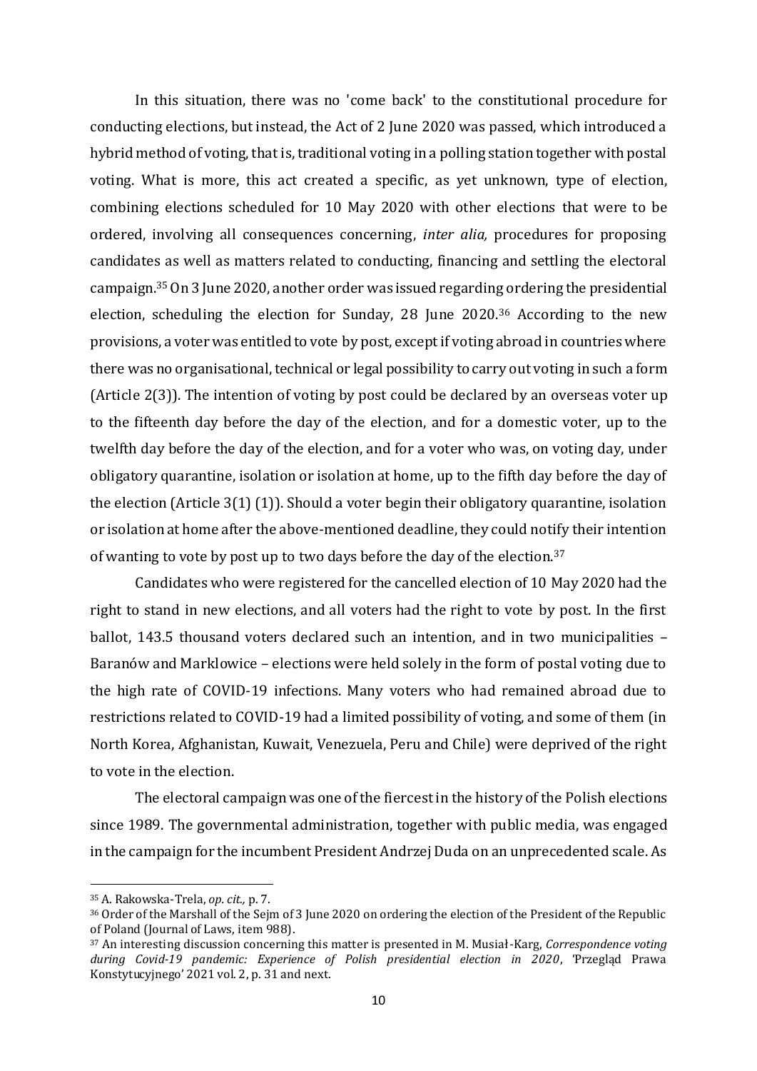In this situation, there was no 'come back' to the constitutional procedure for conducting elections, but instead, the Act of 2 June 2020 was passed, which introduced a hybrid method of voting, that is, traditional voting in a polling station together with postal voting. What is more, this act created a specific, as yet unknown, type of election, combining elections scheduled for 10 May 2020 with other elections that were to be ordered, involving all consequences concerning, *inter alia,* procedures for proposing candidates as well as matters related to conducting, financing and settling the electoral campaign.[35] On 3 June 2020, another order was issued regarding ordering the presidential election, scheduling the election for Sunday, 28 June 2020.[36] According to the new provisions, a voter was entitled to vote by post, except if voting abroad in countries where there was no organisational, technical or legal possibility to carry out voting in such a form (Article 2(3)). The intention of voting by post could be declared by an overseas voter up to the fifteenth day before the day of the election, and for a domestic voter, up to the twelfth day before the day of the election, and for a voter who was, on voting day, under obligatory quarantine, isolation or isolation at home, up to the fifth day before the day of the election (Article 3(1) (1)). Should a voter begin their obligatory quarantine, isolation or isolation at home after the above-mentioned deadline, they could notify their intention of wanting to vote by post up to two days before the day of the election.[37]

Candidates who were registered for the cancelled election of 10 May 2020 had the right to stand in new elections, and all voters had the right to vote by post. In the first ballot, 143.5 thousand voters declared such an intention, and in two municipalities – Baranów and Marklowice – elections were held solely in the form of postal voting due to the high rate of COVID-19 infections. Many voters who had remained abroad due to restrictions related to COVID-19 had a limited possibility of voting, and some of them (in North Korea, Afghanistan, Kuwait, Venezuela, Peru and Chile) were deprived of the right to vote in the election.

The electoral campaign was one of the fiercest in the history of the Polish elections since 1989. The governmental administration, together with public media, was engaged in the campaign for the incumbent President Andrzej Duda on an unprecedented scale. As

---

[35] A. Rakowska-Trela, *op. cit.,* p. 7.

[36] Order of the Marshall of the Sejm of 3 June 2020 on ordering the election of the President of the Republic of Poland (Journal of Laws, item 988).

[37] An interesting discussion concerning this matter is presented in M. Musiał-Karg, *Correspondence voting during Covid-19 pandemic: Experience of Polish presidential election in 2020*, 'Przegląd Prawa Konstytucyjnego' 2021 vol. 2, p. 31 and next.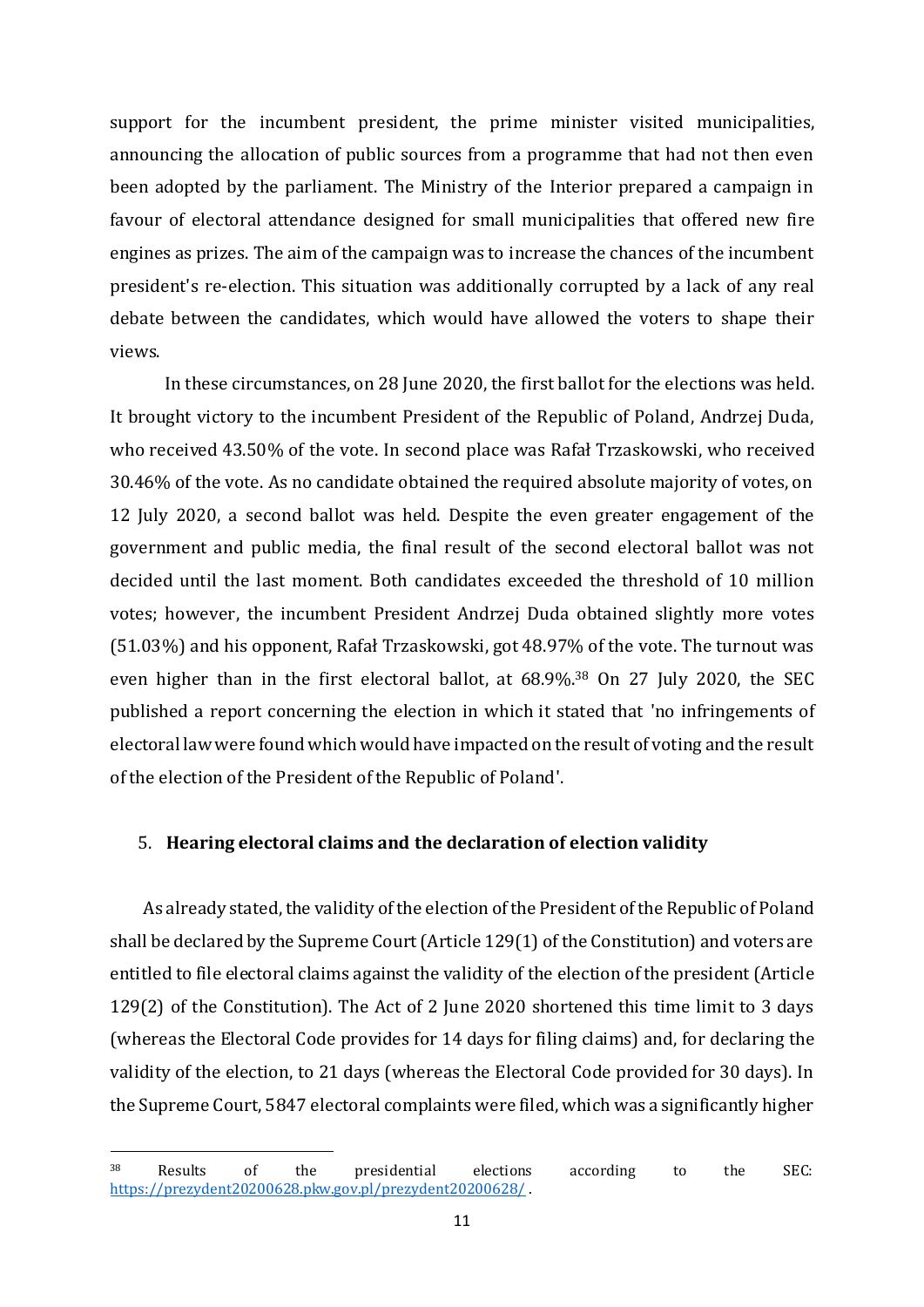support for the incumbent president, the prime minister visited municipalities, announcing the allocation of public sources from a programme that had not then even been adopted by the parliament. The Ministry of the Interior prepared a campaign in favour of electoral attendance designed for small municipalities that offered new fire engines as prizes. The aim of the campaign was to increase the chances of the incumbent president's re-election. This situation was additionally corrupted by a lack of any real debate between the candidates, which would have allowed the voters to shape their views.

In these circumstances, on 28 June 2020, the first ballot for the elections was held. It brought victory to the incumbent President of the Republic of Poland, Andrzej Duda, who received 43.50% of the vote. In second place was Rafał Trzaskowski, who received 30.46% of the vote. As no candidate obtained the required absolute majority of votes, on 12 July 2020, a second ballot was held. Despite the even greater engagement of the government and public media, the final result of the second electoral ballot was not decided until the last moment. Both candidates exceeded the threshold of 10 million votes; however, the incumbent President Andrzej Duda obtained slightly more votes (51.03%) and his opponent, Rafał Trzaskowski, got 48.97% of the vote. The turnout was even higher than in the first electoral ballot, at 68.9%.[38] On 27 July 2020, the SEC published a report concerning the election in which it stated that 'no infringements of electoral law were found which would have impacted on the result of voting and the result of the election of the President of the Republic of Poland'.

## 5. **Hearing electoral claims and the declaration of election validity**

As already stated, the validity of the election of the President of the Republic of Poland shall be declared by the Supreme Court (Article 129(1) of the Constitution) and voters are entitled to file electoral claims against the validity of the election of the president (Article 129(2) of the Constitution). The Act of 2 June 2020 shortened this time limit to 3 days (whereas the Electoral Code provides for 14 days for filing claims) and, for declaring the validity of the election, to 21 days (whereas the Electoral Code provided for 30 days). In the Supreme Court, 5847 electoral complaints were filed, which was a significantly higher

[38] Results of the presidential elections according to the SEC: https://prezydent20200628.pkw.gov.pl/prezydent20200628/ .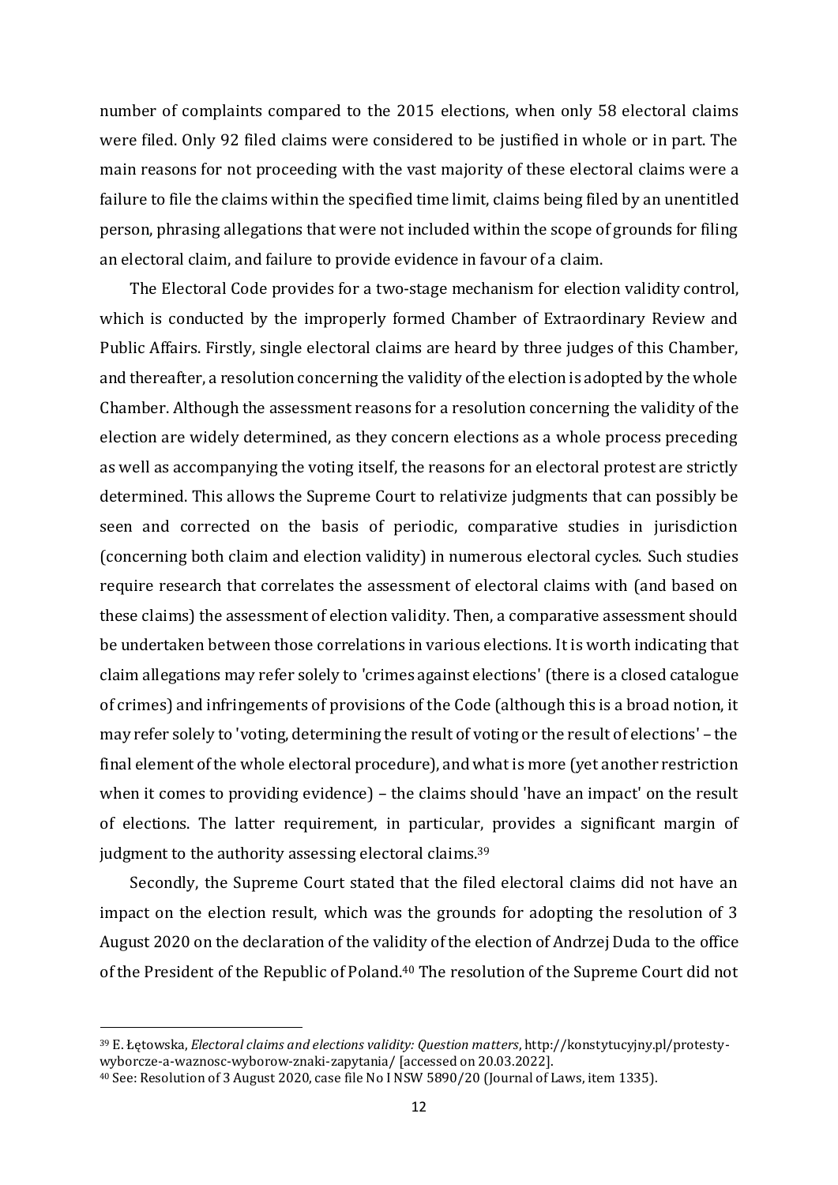number of complaints compared to the 2015 elections, when only 58 electoral claims were filed. Only 92 filed claims were considered to be justified in whole or in part. The main reasons for not proceeding with the vast majority of these electoral claims were a failure to file the claims within the specified time limit, claims being filed by an unentitled person, phrasing allegations that were not included within the scope of grounds for filing an electoral claim, and failure to provide evidence in favour of a claim.

The Electoral Code provides for a two-stage mechanism for election validity control, which is conducted by the improperly formed Chamber of Extraordinary Review and Public Affairs. Firstly, single electoral claims are heard by three judges of this Chamber, and thereafter, a resolution concerning the validity of the election is adopted by the whole Chamber. Although the assessment reasons for a resolution concerning the validity of the election are widely determined, as they concern elections as a whole process preceding as well as accompanying the voting itself, the reasons for an electoral protest are strictly determined. This allows the Supreme Court to relativize judgments that can possibly be seen and corrected on the basis of periodic, comparative studies in jurisdiction (concerning both claim and election validity) in numerous electoral cycles. Such studies require research that correlates the assessment of electoral claims with (and based on these claims) the assessment of election validity. Then, a comparative assessment should be undertaken between those correlations in various elections. It is worth indicating that claim allegations may refer solely to 'crimes against elections' (there is a closed catalogue of crimes) and infringements of provisions of the Code (although this is a broad notion, it may refer solely to 'voting, determining the result of voting or the result of elections' – the final element of the whole electoral procedure), and what is more (yet another restriction when it comes to providing evidence) – the claims should 'have an impact' on the result of elections. The latter requirement, in particular, provides a significant margin of judgment to the authority assessing electoral claims.[39]

Secondly, the Supreme Court stated that the filed electoral claims did not have an impact on the election result, which was the grounds for adopting the resolution of 3 August 2020 on the declaration of the validity of the election of Andrzej Duda to the office of the President of the Republic of Poland.[40] The resolution of the Supreme Court did not

---

[39] E. Łętowska, *Electoral claims and elections validity: Question matters*, http://konstytucyjny.pl/protesty-wyborcze-a-waznosc-wyborow-znaki-zapytania/ [accessed on 20.03.2022].

[40] See: Resolution of 3 August 2020, case file No I NSW 5890/20 (Journal of Laws, item 1335).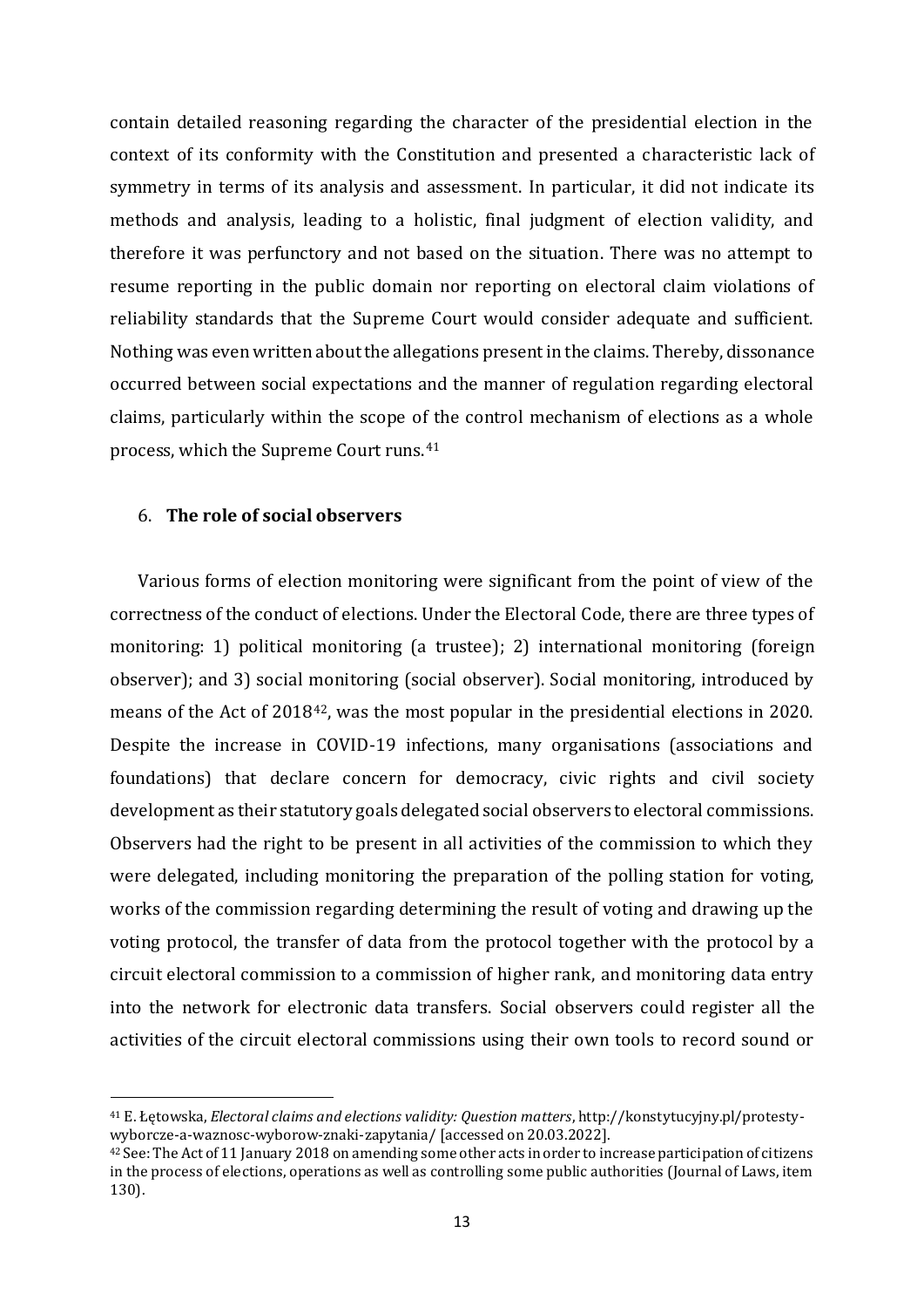contain detailed reasoning regarding the character of the presidential election in the context of its conformity with the Constitution and presented a characteristic lack of symmetry in terms of its analysis and assessment. In particular, it did not indicate its methods and analysis, leading to a holistic, final judgment of election validity, and therefore it was perfunctory and not based on the situation. There was no attempt to resume reporting in the public domain nor reporting on electoral claim violations of reliability standards that the Supreme Court would consider adequate and sufficient. Nothing was even written about the allegations present in the claims. Thereby, dissonance occurred between social expectations and the manner of regulation regarding electoral claims, particularly within the scope of the control mechanism of elections as a whole process, which the Supreme Court runs.[41]

## 6. **The role of social observers**

Various forms of election monitoring were significant from the point of view of the correctness of the conduct of elections. Under the Electoral Code, there are three types of monitoring: 1) political monitoring (a trustee); 2) international monitoring (foreign observer); and 3) social monitoring (social observer). Social monitoring, introduced by means of the Act of 2018[42], was the most popular in the presidential elections in 2020. Despite the increase in COVID-19 infections, many organisations (associations and foundations) that declare concern for democracy, civic rights and civil society development as their statutory goals delegated social observers to electoral commissions. Observers had the right to be present in all activities of the commission to which they were delegated, including monitoring the preparation of the polling station for voting, works of the commission regarding determining the result of voting and drawing up the voting protocol, the transfer of data from the protocol together with the protocol by a circuit electoral commission to a commission of higher rank, and monitoring data entry into the network for electronic data transfers. Social observers could register all the activities of the circuit electoral commissions using their own tools to record sound or

---

[41] E. Łętowska, *Electoral claims and elections validity: Question matters*, http://konstytucyjny.pl/protesty-wyborcze-a-waznosc-wyborow-znaki-zapytania/ [accessed on 20.03.2022].

[42] See: The Act of 11 January 2018 on amending some other acts in order to increase participation of citizens in the process of elections, operations as well as controlling some public authorities (Journal of Laws, item 130).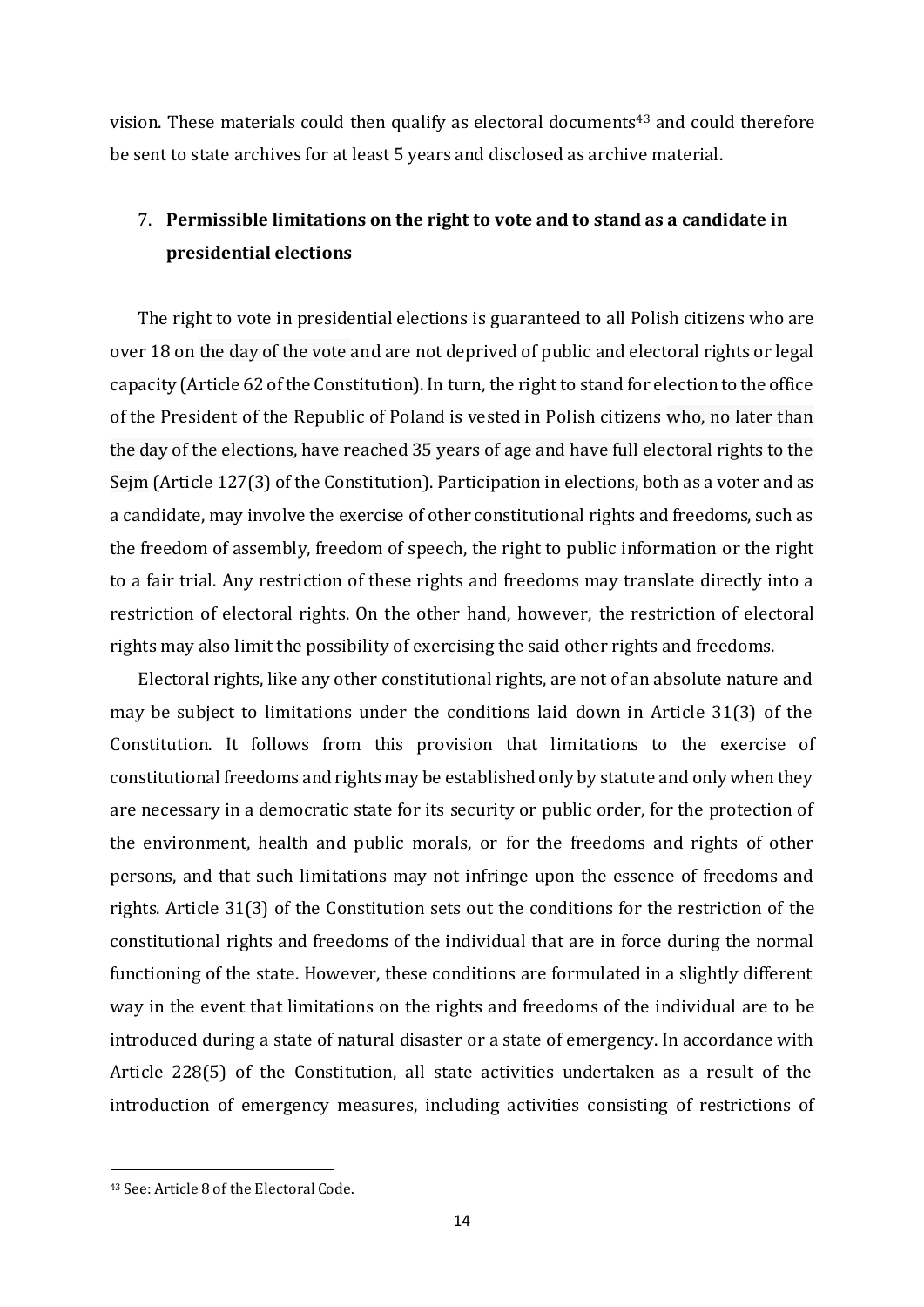vision. These materials could then qualify as electoral documents[43] and could therefore be sent to state archives for at least 5 years and disclosed as archive material.

## 7. **Permissible limitations on the right to vote and to stand as a candidate in presidential elections**

The right to vote in presidential elections is guaranteed to all Polish citizens who are over 18 on the day of the vote and are not deprived of public and electoral rights or legal capacity (Article 62 of the Constitution). In turn, the right to stand for election to the office of the President of the Republic of Poland is vested in Polish citizens who, no later than the day of the elections, have reached 35 years of age and have full electoral rights to the Sejm (Article 127(3) of the Constitution). Participation in elections, both as a voter and as a candidate, may involve the exercise of other constitutional rights and freedoms, such as the freedom of assembly, freedom of speech, the right to public information or the right to a fair trial. Any restriction of these rights and freedoms may translate directly into a restriction of electoral rights. On the other hand, however, the restriction of electoral rights may also limit the possibility of exercising the said other rights and freedoms.

Electoral rights, like any other constitutional rights, are not of an absolute nature and may be subject to limitations under the conditions laid down in Article 31(3) of the Constitution. It follows from this provision that limitations to the exercise of constitutional freedoms and rights may be established only by statute and only when they are necessary in a democratic state for its security or public order, for the protection of the environment, health and public morals, or for the freedoms and rights of other persons, and that such limitations may not infringe upon the essence of freedoms and rights. Article 31(3) of the Constitution sets out the conditions for the restriction of the constitutional rights and freedoms of the individual that are in force during the normal functioning of the state. However, these conditions are formulated in a slightly different way in the event that limitations on the rights and freedoms of the individual are to be introduced during a state of natural disaster or a state of emergency. In accordance with Article 228(5) of the Constitution, all state activities undertaken as a result of the introduction of emergency measures, including activities consisting of restrictions of

[43] See: Article 8 of the Electoral Code.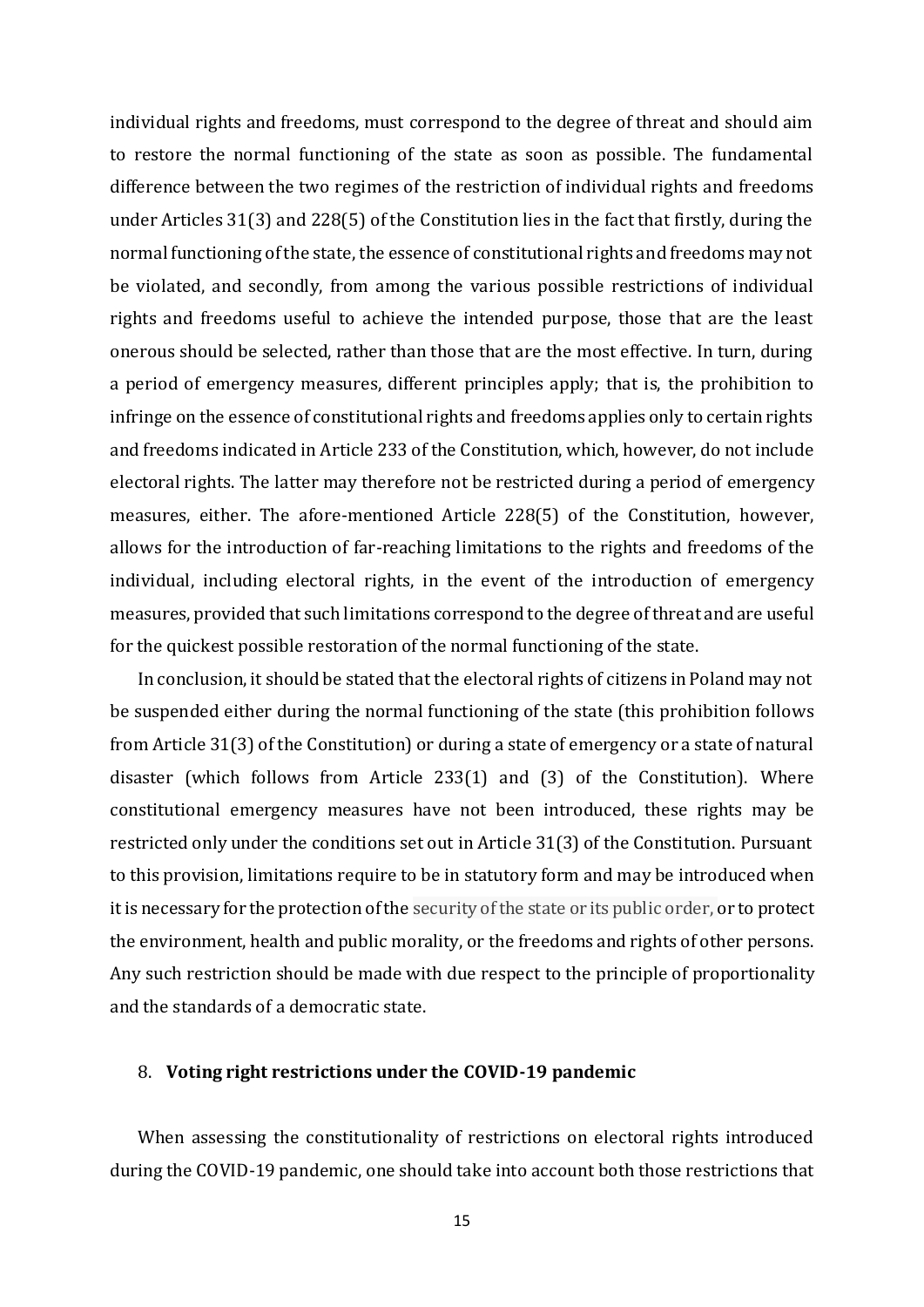individual rights and freedoms, must correspond to the degree of threat and should aim to restore the normal functioning of the state as soon as possible. The fundamental difference between the two regimes of the restriction of individual rights and freedoms under Articles 31(3) and 228(5) of the Constitution lies in the fact that firstly, during the normal functioning of the state, the essence of constitutional rights and freedoms may not be violated, and secondly, from among the various possible restrictions of individual rights and freedoms useful to achieve the intended purpose, those that are the least onerous should be selected, rather than those that are the most effective. In turn, during a period of emergency measures, different principles apply; that is, the prohibition to infringe on the essence of constitutional rights and freedoms applies only to certain rights and freedoms indicated in Article 233 of the Constitution, which, however, do not include electoral rights. The latter may therefore not be restricted during a period of emergency measures, either. The afore-mentioned Article 228(5) of the Constitution, however, allows for the introduction of far-reaching limitations to the rights and freedoms of the individual, including electoral rights, in the event of the introduction of emergency measures, provided that such limitations correspond to the degree of threat and are useful for the quickest possible restoration of the normal functioning of the state.

In conclusion, it should be stated that the electoral rights of citizens in Poland may not be suspended either during the normal functioning of the state (this prohibition follows from Article 31(3) of the Constitution) or during a state of emergency or a state of natural disaster (which follows from Article 233(1) and (3) of the Constitution). Where constitutional emergency measures have not been introduced, these rights may be restricted only under the conditions set out in Article 31(3) of the Constitution. Pursuant to this provision, limitations require to be in statutory form and may be introduced when it is necessary for the protection of the security of the state or its public order, or to protect the environment, health and public morality, or the freedoms and rights of other persons. Any such restriction should be made with due respect to the principle of proportionality and the standards of a democratic state.

## 8. **Voting right restrictions under the COVID-19 pandemic**

When assessing the constitutionality of restrictions on electoral rights introduced during the COVID-19 pandemic, one should take into account both those restrictions that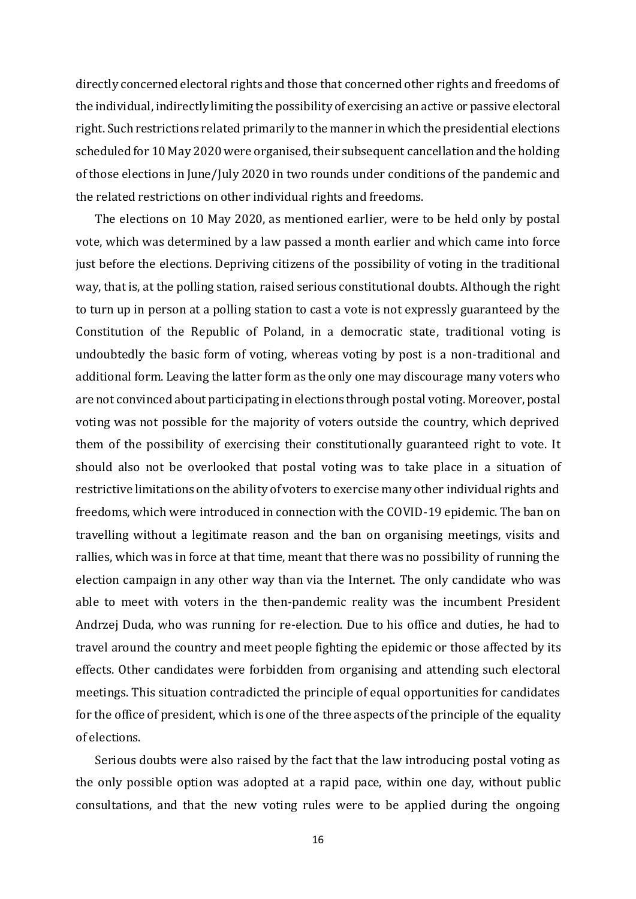directly concerned electoral rights and those that concerned other rights and freedoms of the individual, indirectly limiting the possibility of exercising an active or passive electoral right. Such restrictions related primarily to the manner in which the presidential elections scheduled for 10 May 2020 were organised, their subsequent cancellation and the holding of those elections in June/July 2020 in two rounds under conditions of the pandemic and the related restrictions on other individual rights and freedoms.

The elections on 10 May 2020, as mentioned earlier, were to be held only by postal vote, which was determined by a law passed a month earlier and which came into force just before the elections. Depriving citizens of the possibility of voting in the traditional way, that is, at the polling station, raised serious constitutional doubts. Although the right to turn up in person at a polling station to cast a vote is not expressly guaranteed by the Constitution of the Republic of Poland, in a democratic state, traditional voting is undoubtedly the basic form of voting, whereas voting by post is a non-traditional and additional form. Leaving the latter form as the only one may discourage many voters who are not convinced about participating in elections through postal voting. Moreover, postal voting was not possible for the majority of voters outside the country, which deprived them of the possibility of exercising their constitutionally guaranteed right to vote. It should also not be overlooked that postal voting was to take place in a situation of restrictive limitations on the ability of voters to exercise many other individual rights and freedoms, which were introduced in connection with the COVID-19 epidemic. The ban on travelling without a legitimate reason and the ban on organising meetings, visits and rallies, which was in force at that time, meant that there was no possibility of running the election campaign in any other way than via the Internet. The only candidate who was able to meet with voters in the then-pandemic reality was the incumbent President Andrzej Duda, who was running for re-election. Due to his office and duties, he had to travel around the country and meet people fighting the epidemic or those affected by its effects. Other candidates were forbidden from organising and attending such electoral meetings. This situation contradicted the principle of equal opportunities for candidates for the office of president, which is one of the three aspects of the principle of the equality of elections.

Serious doubts were also raised by the fact that the law introducing postal voting as the only possible option was adopted at a rapid pace, within one day, without public consultations, and that the new voting rules were to be applied during the ongoing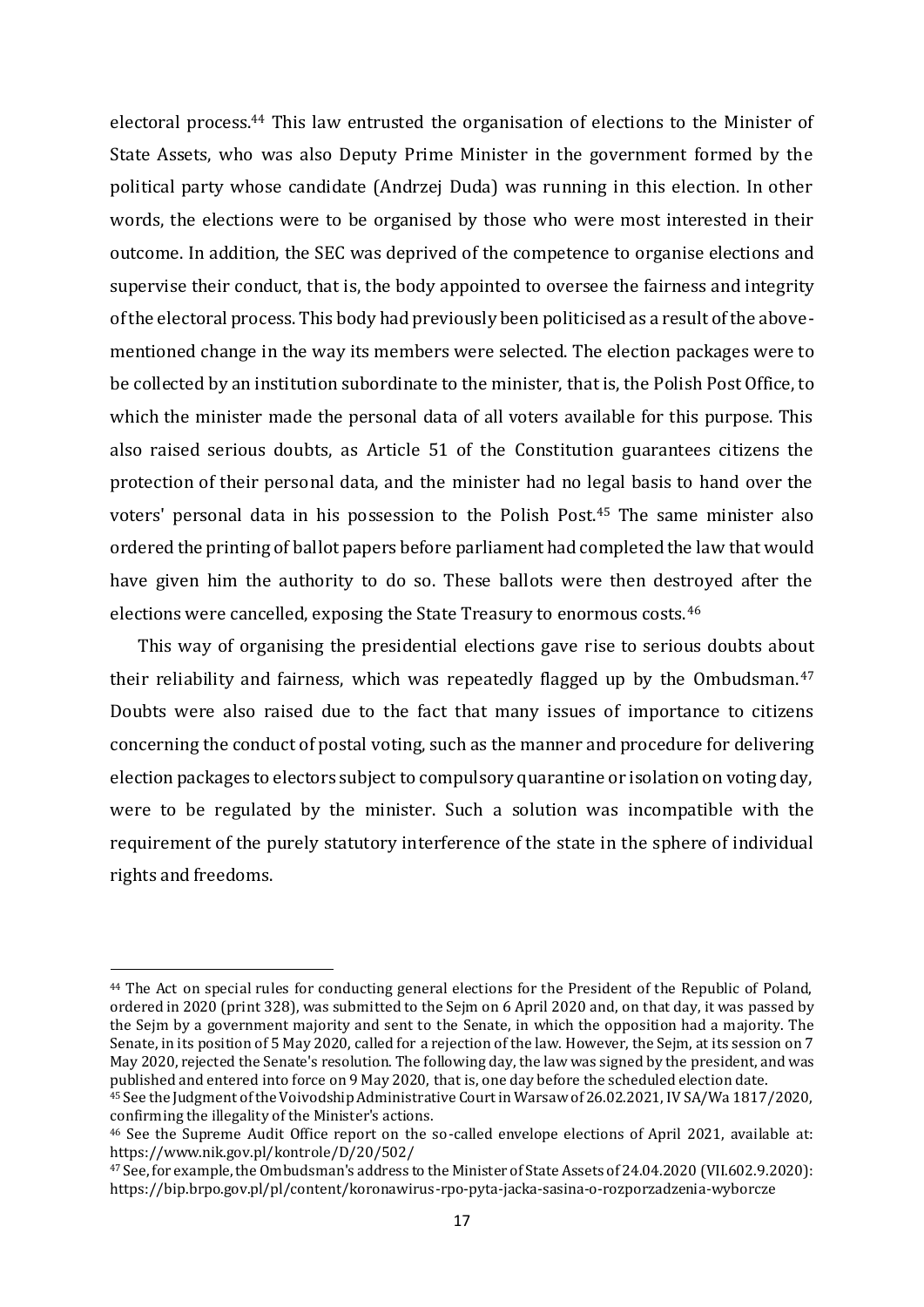electoral process.[44] This law entrusted the organisation of elections to the Minister of State Assets, who was also Deputy Prime Minister in the government formed by the political party whose candidate (Andrzej Duda) was running in this election. In other words, the elections were to be organised by those who were most interested in their outcome. In addition, the SEC was deprived of the competence to organise elections and supervise their conduct, that is, the body appointed to oversee the fairness and integrity of the electoral process. This body had previously been politicised as a result of the above-mentioned change in the way its members were selected. The election packages were to be collected by an institution subordinate to the minister, that is, the Polish Post Office, to which the minister made the personal data of all voters available for this purpose. This also raised serious doubts, as Article 51 of the Constitution guarantees citizens the protection of their personal data, and the minister had no legal basis to hand over the voters' personal data in his possession to the Polish Post.[45] The same minister also ordered the printing of ballot papers before parliament had completed the law that would have given him the authority to do so. These ballots were then destroyed after the elections were cancelled, exposing the State Treasury to enormous costs.[46]

This way of organising the presidential elections gave rise to serious doubts about their reliability and fairness, which was repeatedly flagged up by the Ombudsman.[47] Doubts were also raised due to the fact that many issues of importance to citizens concerning the conduct of postal voting, such as the manner and procedure for delivering election packages to electors subject to compulsory quarantine or isolation on voting day, were to be regulated by the minister. Such a solution was incompatible with the requirement of the purely statutory interference of the state in the sphere of individual rights and freedoms.

---

[44] The Act on special rules for conducting general elections for the President of the Republic of Poland, ordered in 2020 (print 328), was submitted to the Sejm on 6 April 2020 and, on that day, it was passed by the Sejm by a government majority and sent to the Senate, in which the opposition had a majority. The Senate, in its position of 5 May 2020, called for a rejection of the law. However, the Sejm, at its session on 7 May 2020, rejected the Senate's resolution. The following day, the law was signed by the president, and was published and entered into force on 9 May 2020, that is, one day before the scheduled election date.

[45] See the Judgment of the Voivodship Administrative Court in Warsaw of 26.02.2021, IV SA/Wa 1817/2020, confirming the illegality of the Minister's actions.

[46] See the Supreme Audit Office report on the so-called envelope elections of April 2021, available at: https://www.nik.gov.pl/kontrole/D/20/502/

[47] See, for example, the Ombudsman's address to the Minister of State Assets of 24.04.2020 (VII.602.9.2020): https://bip.brpo.gov.pl/pl/content/koronawirus-rpo-pyta-jacka-sasina-o-rozporzadzenia-wyborcze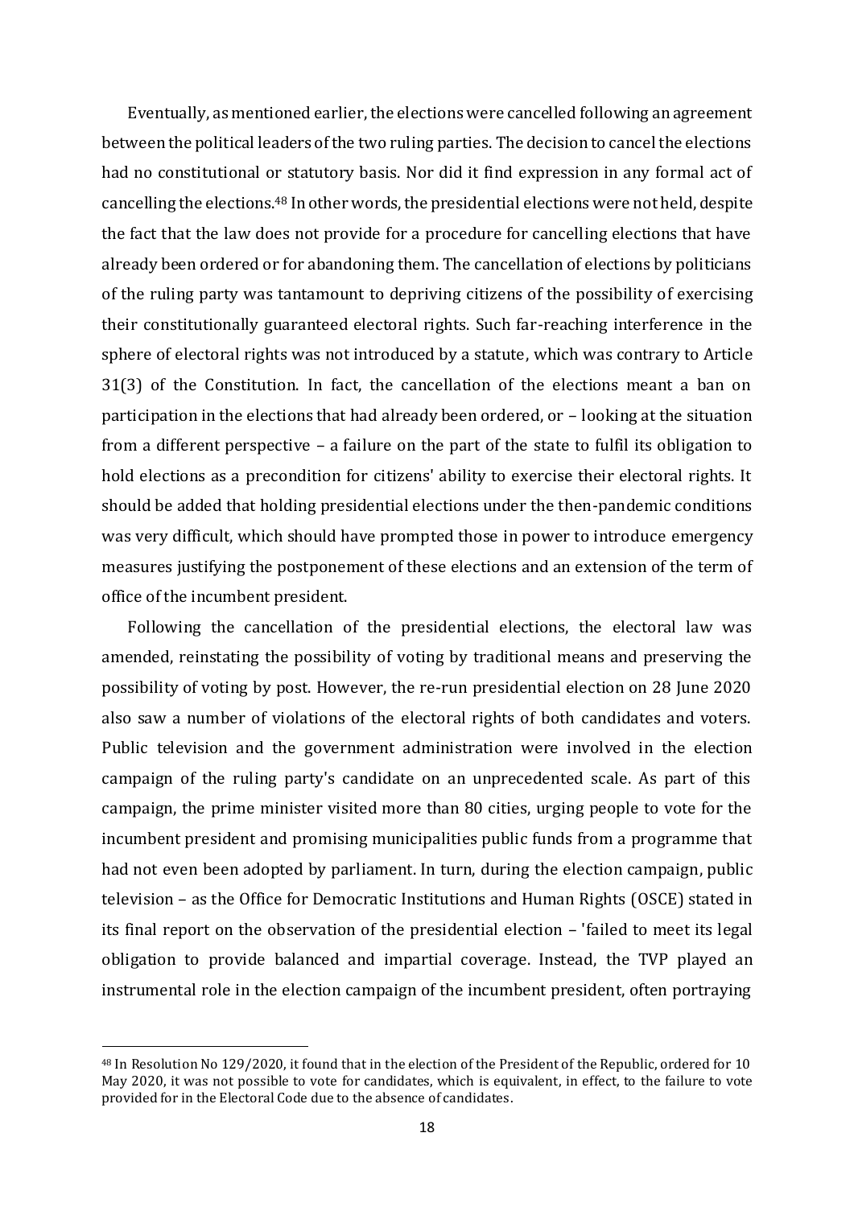Eventually, as mentioned earlier, the elections were cancelled following an agreement between the political leaders of the two ruling parties. The decision to cancel the elections had no constitutional or statutory basis. Nor did it find expression in any formal act of cancelling the elections.[48] In other words, the presidential elections were not held, despite the fact that the law does not provide for a procedure for cancelling elections that have already been ordered or for abandoning them. The cancellation of elections by politicians of the ruling party was tantamount to depriving citizens of the possibility of exercising their constitutionally guaranteed electoral rights. Such far-reaching interference in the sphere of electoral rights was not introduced by a statute, which was contrary to Article 31(3) of the Constitution. In fact, the cancellation of the elections meant a ban on participation in the elections that had already been ordered, or – looking at the situation from a different perspective – a failure on the part of the state to fulfil its obligation to hold elections as a precondition for citizens' ability to exercise their electoral rights. It should be added that holding presidential elections under the then-pandemic conditions was very difficult, which should have prompted those in power to introduce emergency measures justifying the postponement of these elections and an extension of the term of office of the incumbent president.

Following the cancellation of the presidential elections, the electoral law was amended, reinstating the possibility of voting by traditional means and preserving the possibility of voting by post. However, the re-run presidential election on 28 June 2020 also saw a number of violations of the electoral rights of both candidates and voters. Public television and the government administration were involved in the election campaign of the ruling party's candidate on an unprecedented scale. As part of this campaign, the prime minister visited more than 80 cities, urging people to vote for the incumbent president and promising municipalities public funds from a programme that had not even been adopted by parliament. In turn, during the election campaign, public television – as the Office for Democratic Institutions and Human Rights (OSCE) stated in its final report on the observation of the presidential election – 'failed to meet its legal obligation to provide balanced and impartial coverage. Instead, the TVP played an instrumental role in the election campaign of the incumbent president, often portraying

---

[48] In Resolution No 129/2020, it found that in the election of the President of the Republic, ordered for 10 May 2020, it was not possible to vote for candidates, which is equivalent, in effect, to the failure to vote provided for in the Electoral Code due to the absence of candidates.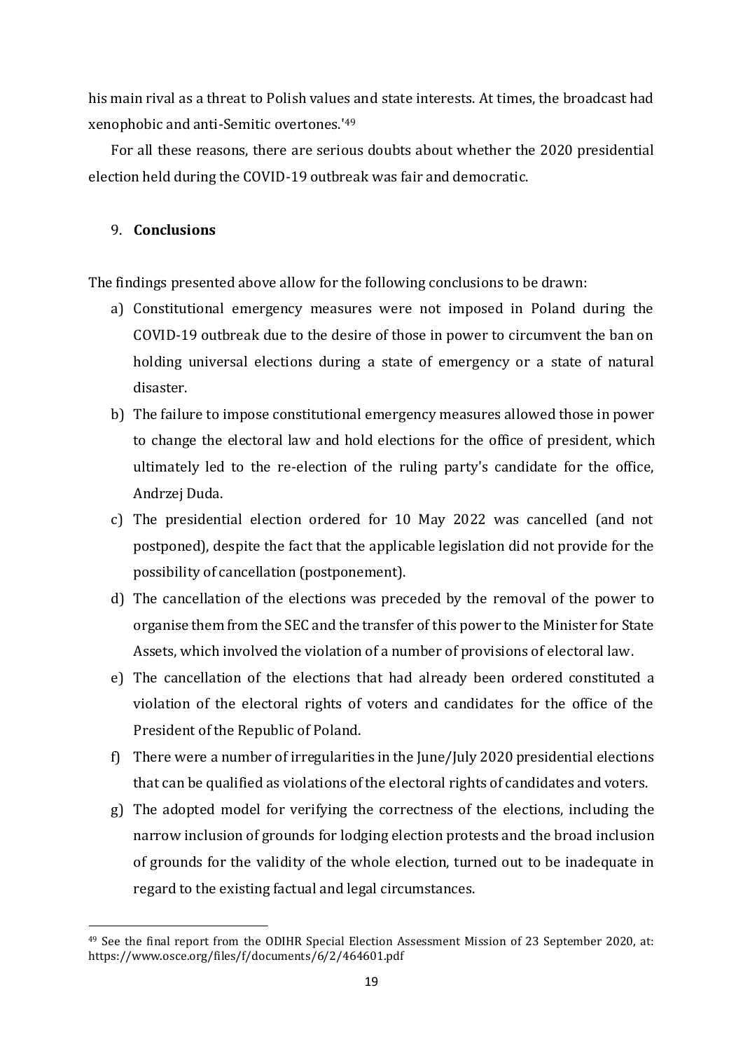his main rival as a threat to Polish values and state interests. At times, the broadcast had xenophobic and anti-Semitic overtones.'[49]

For all these reasons, there are serious doubts about whether the 2020 presidential election held during the COVID-19 outbreak was fair and democratic.

## 9. **Conclusions**

The findings presented above allow for the following conclusions to be drawn:

a) Constitutional emergency measures were not imposed in Poland during the COVID-19 outbreak due to the desire of those in power to circumvent the ban on holding universal elections during a state of emergency or a state of natural disaster.

b) The failure to impose constitutional emergency measures allowed those in power to change the electoral law and hold elections for the office of president, which ultimately led to the re-election of the ruling party's candidate for the office, Andrzej Duda.

c) The presidential election ordered for 10 May 2022 was cancelled (and not postponed), despite the fact that the applicable legislation did not provide for the possibility of cancellation (postponement).

d) The cancellation of the elections was preceded by the removal of the power to organise them from the SEC and the transfer of this power to the Minister for State Assets, which involved the violation of a number of provisions of electoral law.

e) The cancellation of the elections that had already been ordered constituted a violation of the electoral rights of voters and candidates for the office of the President of the Republic of Poland.

f) There were a number of irregularities in the June/July 2020 presidential elections that can be qualified as violations of the electoral rights of candidates and voters.

g) The adopted model for verifying the correctness of the elections, including the narrow inclusion of grounds for lodging election protests and the broad inclusion of grounds for the validity of the whole election, turned out to be inadequate in regard to the existing factual and legal circumstances.

[49] See the final report from the ODIHR Special Election Assessment Mission of 23 September 2020, at: https://www.osce.org/files/f/documents/6/2/464601.pdf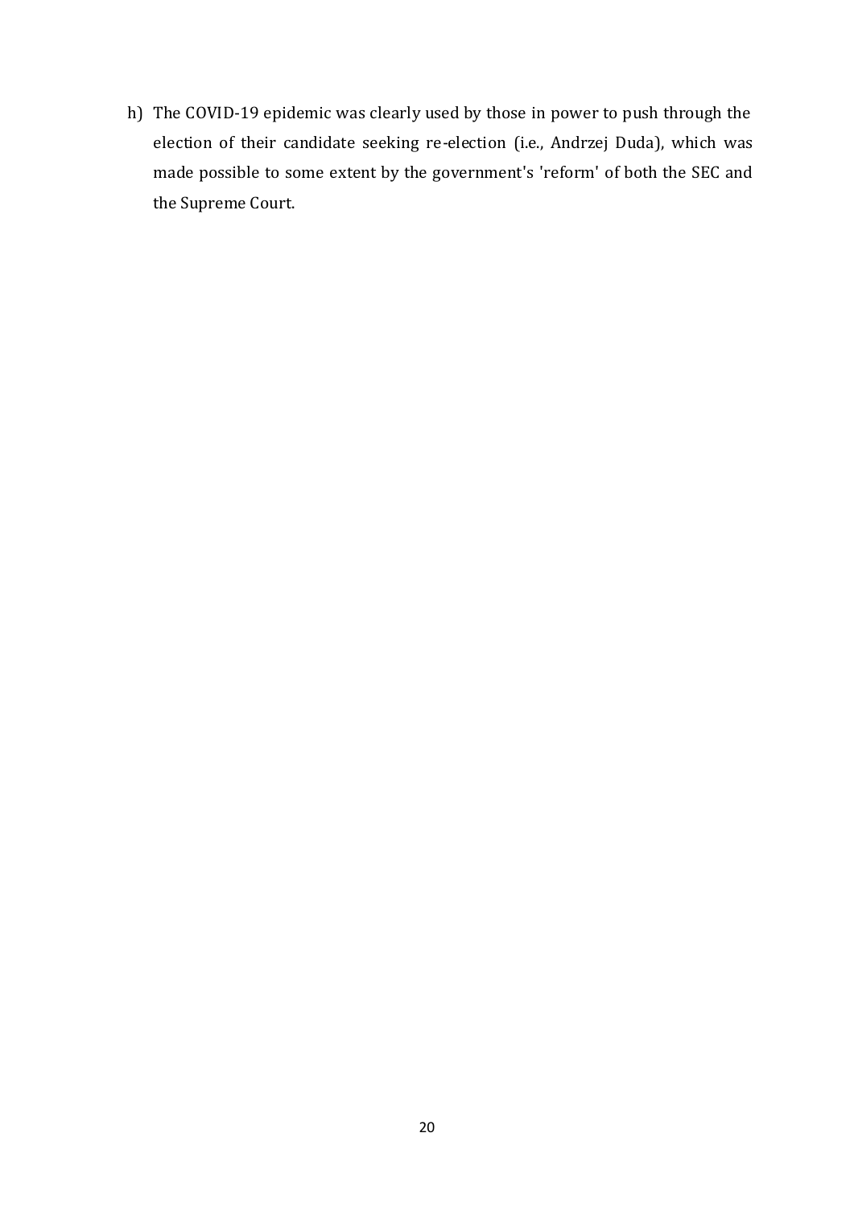h) The COVID-19 epidemic was clearly used by those in power to push through the election of their candidate seeking re-election (i.e., Andrzej Duda), which was made possible to some extent by the government's 'reform' of both the SEC and the Supreme Court.